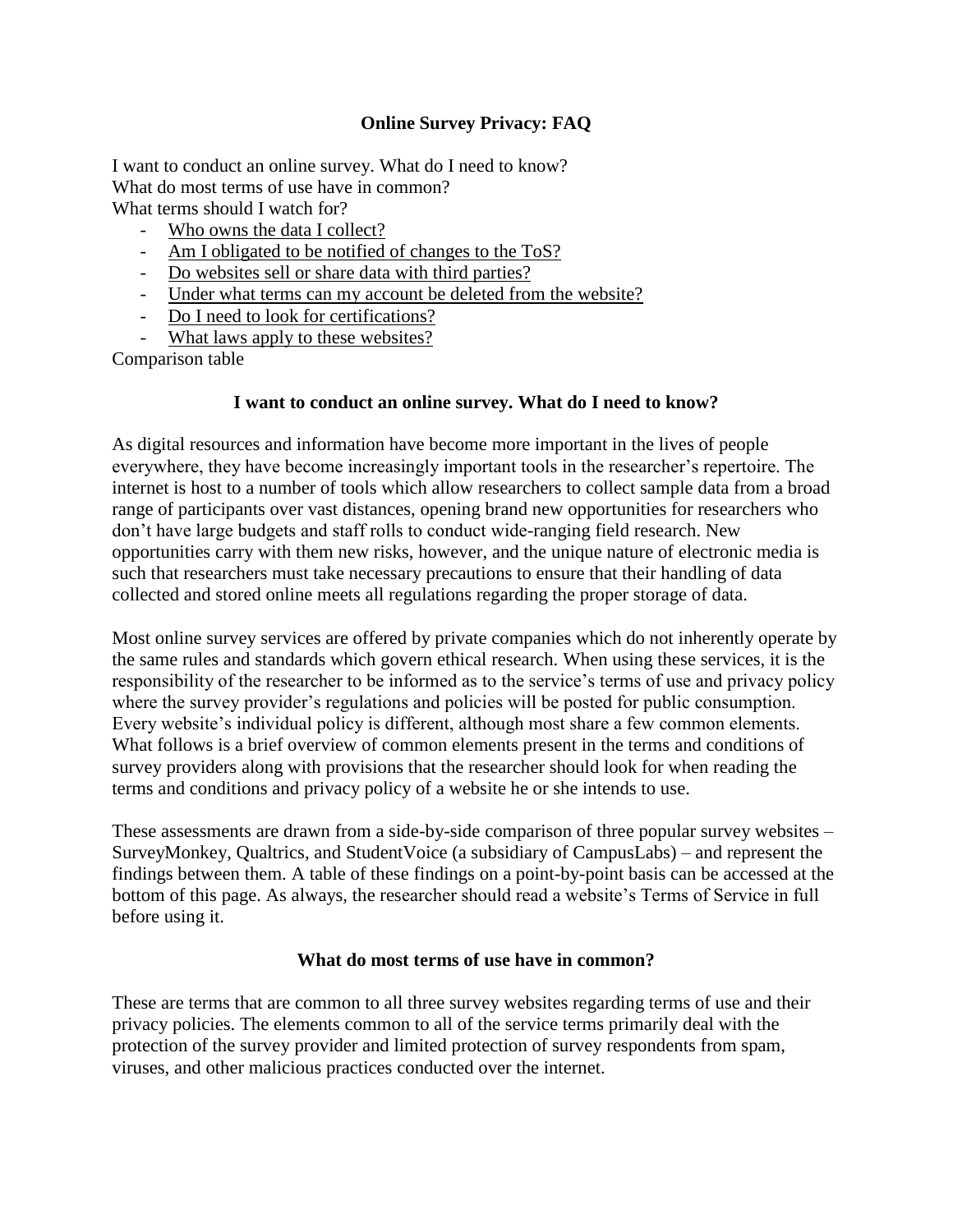# Online Survey Privacy: FAQ

I want to conduct an online survey. What do I need to know?
What do most terms of use have in common?
What terms should I watch for?

- Who owns the data I collect?
- Am I obligated to be notified of changes to the ToS?
- Do websites sell or share data with third parties?
- Under what terms can my account be deleted from the website?
- Do I need to look for certifications?
- What laws apply to these websites?

Comparison table

## I want to conduct an online survey. What do I need to know?

As digital resources and information have become more important in the lives of people everywhere, they have become increasingly important tools in the researcher's repertoire. The internet is host to a number of tools which allow researchers to collect sample data from a broad range of participants over vast distances, opening brand new opportunities for researchers who don't have large budgets and staff rolls to conduct wide-ranging field research. New opportunities carry with them new risks, however, and the unique nature of electronic media is such that researchers must take necessary precautions to ensure that their handling of data collected and stored online meets all regulations regarding the proper storage of data.

Most online survey services are offered by private companies which do not inherently operate by the same rules and standards which govern ethical research. When using these services, it is the responsibility of the researcher to be informed as to the service's terms of use and privacy policy where the survey provider's regulations and policies will be posted for public consumption. Every website's individual policy is different, although most share a few common elements. What follows is a brief overview of common elements present in the terms and conditions of survey providers along with provisions that the researcher should look for when reading the terms and conditions and privacy policy of a website he or she intends to use.

These assessments are drawn from a side-by-side comparison of three popular survey websites – SurveyMonkey, Qualtrics, and StudentVoice (a subsidiary of CampusLabs) – and represent the findings between them. A table of these findings on a point-by-point basis can be accessed at the bottom of this page. As always, the researcher should read a website's Terms of Service in full before using it.

## What do most terms of use have in common?

These are terms that are common to all three survey websites regarding terms of use and their privacy policies. The elements common to all of the service terms primarily deal with the protection of the survey provider and limited protection of survey respondents from spam, viruses, and other malicious practices conducted over the internet.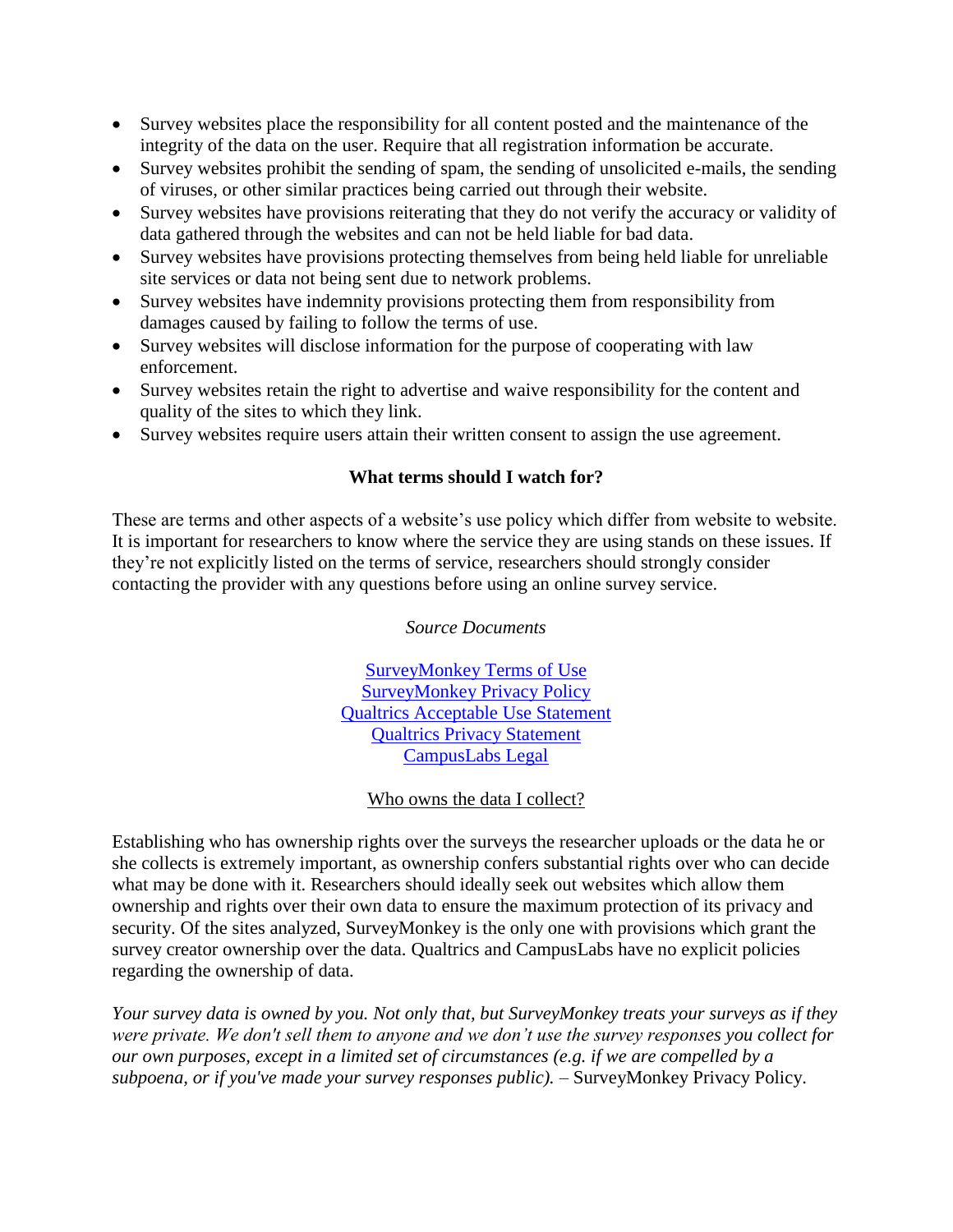- Survey websites place the responsibility for all content posted and the maintenance of the integrity of the data on the user. Require that all registration information be accurate.
- Survey websites prohibit the sending of spam, the sending of unsolicited e-mails, the sending of viruses, or other similar practices being carried out through their website.
- Survey websites have provisions reiterating that they do not verify the accuracy or validity of data gathered through the websites and can not be held liable for bad data.
- Survey websites have provisions protecting themselves from being held liable for unreliable site services or data not being sent due to network problems.
- Survey websites have indemnity provisions protecting them from responsibility from damages caused by failing to follow the terms of use.
- Survey websites will disclose information for the purpose of cooperating with law enforcement.
- Survey websites retain the right to advertise and waive responsibility for the content and quality of the sites to which they link.
- Survey websites require users attain their written consent to assign the use agreement.

### What terms should I watch for?

These are terms and other aspects of a website's use policy which differ from website to website. It is important for researchers to know where the service they are using stands on these issues. If they're not explicitly listed on the terms of service, researchers should strongly consider contacting the provider with any questions before using an online survey service.

*Source Documents*

SurveyMonkey Terms of Use
SurveyMonkey Privacy Policy
Qualtrics Acceptable Use Statement
Qualtrics Privacy Statement
CampusLabs Legal

Who owns the data I collect?

Establishing who has ownership rights over the surveys the researcher uploads or the data he or she collects is extremely important, as ownership confers substantial rights over who can decide what may be done with it. Researchers should ideally seek out websites which allow them ownership and rights over their own data to ensure the maximum protection of its privacy and security. Of the sites analyzed, SurveyMonkey is the only one with provisions which grant the survey creator ownership over the data. Qualtrics and CampusLabs have no explicit policies regarding the ownership of data.

*Your survey data is owned by you. Not only that, but SurveyMonkey treats your surveys as if they were private. We don't sell them to anyone and we don't use the survey responses you collect for our own purposes, except in a limited set of circumstances (e.g. if we are compelled by a subpoena, or if you've made your survey responses public).* – SurveyMonkey Privacy Policy.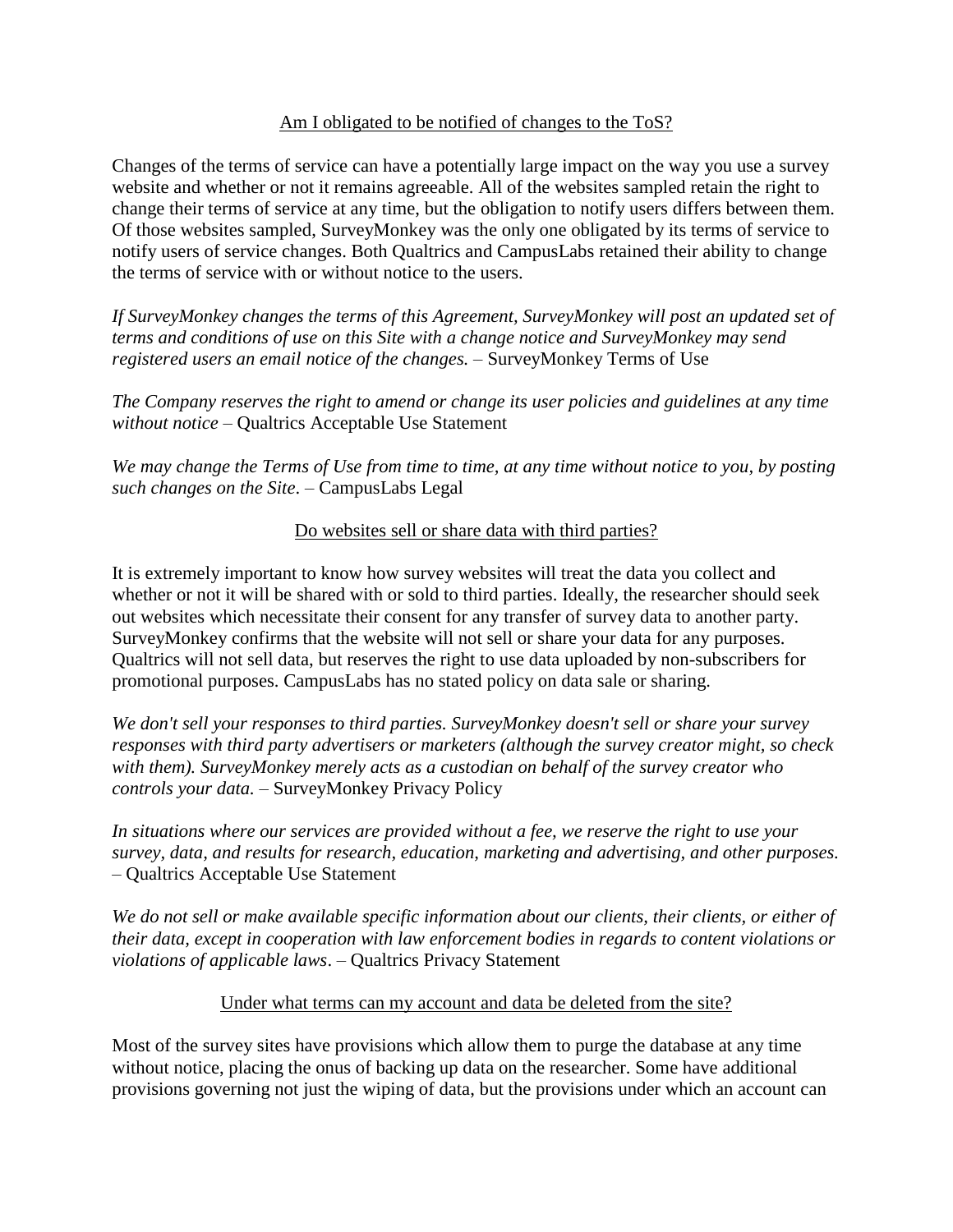## Am I obligated to be notified of changes to the ToS?

Changes of the terms of service can have a potentially large impact on the way you use a survey website and whether or not it remains agreeable. All of the websites sampled retain the right to change their terms of service at any time, but the obligation to notify users differs between them. Of those websites sampled, SurveyMonkey was the only one obligated by its terms of service to notify users of service changes. Both Qualtrics and CampusLabs retained their ability to change the terms of service with or without notice to the users.

*If SurveyMonkey changes the terms of this Agreement, SurveyMonkey will post an updated set of terms and conditions of use on this Site with a change notice and SurveyMonkey may send registered users an email notice of the changes.* – SurveyMonkey Terms of Use

*The Company reserves the right to amend or change its user policies and guidelines at any time without notice* – Qualtrics Acceptable Use Statement

*We may change the Terms of Use from time to time, at any time without notice to you, by posting such changes on the Site.* – CampusLabs Legal

## Do websites sell or share data with third parties?

It is extremely important to know how survey websites will treat the data you collect and whether or not it will be shared with or sold to third parties. Ideally, the researcher should seek out websites which necessitate their consent for any transfer of survey data to another party. SurveyMonkey confirms that the website will not sell or share your data for any purposes. Qualtrics will not sell data, but reserves the right to use data uploaded by non-subscribers for promotional purposes. CampusLabs has no stated policy on data sale or sharing.

*We don't sell your responses to third parties. SurveyMonkey doesn't sell or share your survey responses with third party advertisers or marketers (although the survey creator might, so check with them). SurveyMonkey merely acts as a custodian on behalf of the survey creator who controls your data.* – SurveyMonkey Privacy Policy

*In situations where our services are provided without a fee, we reserve the right to use your survey, data, and results for research, education, marketing and advertising, and other purposes.* – Qualtrics Acceptable Use Statement

*We do not sell or make available specific information about our clients, their clients, or either of their data, except in cooperation with law enforcement bodies in regards to content violations or violations of applicable laws*. – Qualtrics Privacy Statement

## Under what terms can my account and data be deleted from the site?

Most of the survey sites have provisions which allow them to purge the database at any time without notice, placing the onus of backing up data on the researcher. Some have additional provisions governing not just the wiping of data, but the provisions under which an account can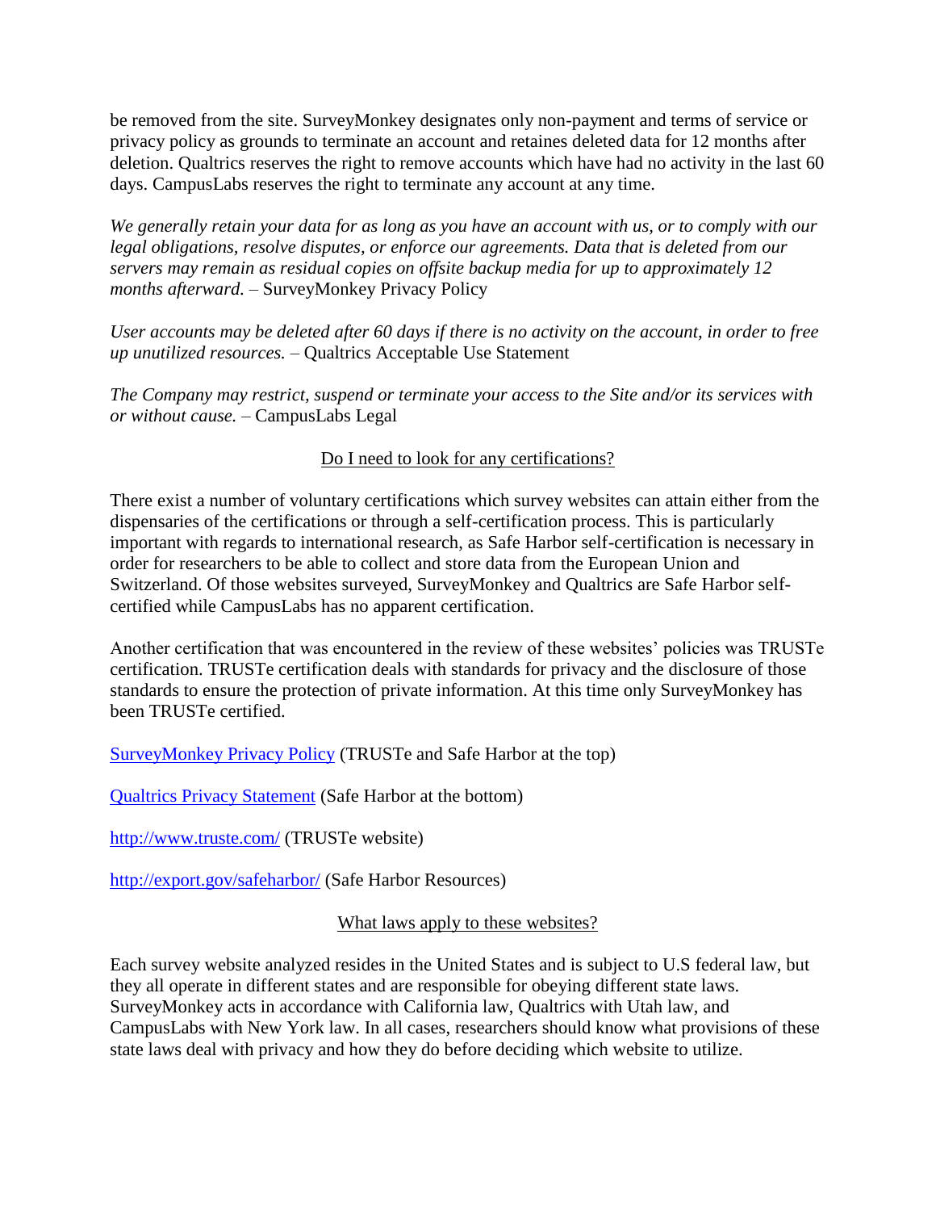be removed from the site. SurveyMonkey designates only non-payment and terms of service or privacy policy as grounds to terminate an account and retaines deleted data for 12 months after deletion. Qualtrics reserves the right to remove accounts which have had no activity in the last 60 days. CampusLabs reserves the right to terminate any account at any time.

*We generally retain your data for as long as you have an account with us, or to comply with our legal obligations, resolve disputes, or enforce our agreements. Data that is deleted from our servers may remain as residual copies on offsite backup media for up to approximately 12 months afterward.* – SurveyMonkey Privacy Policy

*User accounts may be deleted after 60 days if there is no activity on the account, in order to free up unutilized resources.* – Qualtrics Acceptable Use Statement

*The Company may restrict, suspend or terminate your access to the Site and/or its services with or without cause.* – CampusLabs Legal

## Do I need to look for any certifications?

There exist a number of voluntary certifications which survey websites can attain either from the dispensaries of the certifications or through a self-certification process. This is particularly important with regards to international research, as Safe Harbor self-certification is necessary in order for researchers to be able to collect and store data from the European Union and Switzerland. Of those websites surveyed, SurveyMonkey and Qualtrics are Safe Harbor self-certified while CampusLabs has no apparent certification.

Another certification that was encountered in the review of these websites' policies was TRUSTe certification. TRUSTe certification deals with standards for privacy and the disclosure of those standards to ensure the protection of private information. At this time only SurveyMonkey has been TRUSTe certified.

SurveyMonkey Privacy Policy (TRUSTe and Safe Harbor at the top)

Qualtrics Privacy Statement (Safe Harbor at the bottom)

http://www.truste.com/ (TRUSTe website)

http://export.gov/safeharbor/ (Safe Harbor Resources)

## What laws apply to these websites?

Each survey website analyzed resides in the United States and is subject to U.S federal law, but they all operate in different states and are responsible for obeying different state laws. SurveyMonkey acts in accordance with California law, Qualtrics with Utah law, and CampusLabs with New York law. In all cases, researchers should know what provisions of these state laws deal with privacy and how they do before deciding which website to utilize.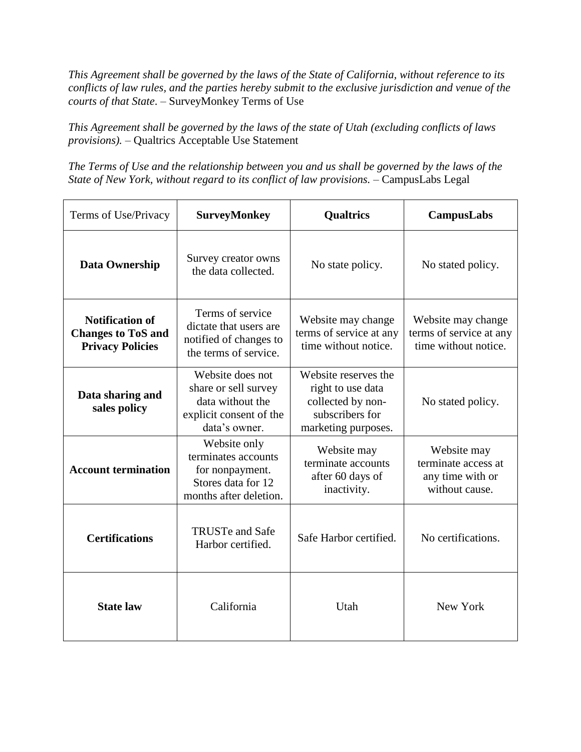*This Agreement shall be governed by the laws of the State of California, without reference to its conflicts of law rules, and the parties hereby submit to the exclusive jurisdiction and venue of the courts of that State*. – SurveyMonkey Terms of Use

*This Agreement shall be governed by the laws of the state of Utah (excluding conflicts of laws provisions).* – Qualtrics Acceptable Use Statement

*The Terms of Use and the relationship between you and us shall be governed by the laws of the State of New York, without regard to its conflict of law provisions.* – CampusLabs Legal

| Terms of Use/Privacy | **SurveyMonkey** | **Qualtrics** | **CampusLabs** |
|---|---|---|---|
| **Data Ownership** | Survey creator owns the data collected. | No state policy. | No stated policy. |
| **Notification of Changes to ToS and Privacy Policies** | Terms of service dictate that users are notified of changes to the terms of service. | Website may change terms of service at any time without notice. | Website may change terms of service at any time without notice. |
| **Data sharing and sales policy** | Website does not share or sell survey data without the explicit consent of the data's owner. | Website reserves the right to use data collected by non-subscribers for marketing purposes. | No stated policy. |
| **Account termination** | Website only terminates accounts for nonpayment. Stores data for 12 months after deletion. | Website may terminate accounts after 60 days of inactivity. | Website may terminate access at any time with or without cause. |
| **Certifications** | TRUSTe and Safe Harbor certified. | Safe Harbor certified. | No certifications. |
| **State law** | California | Utah | New York |